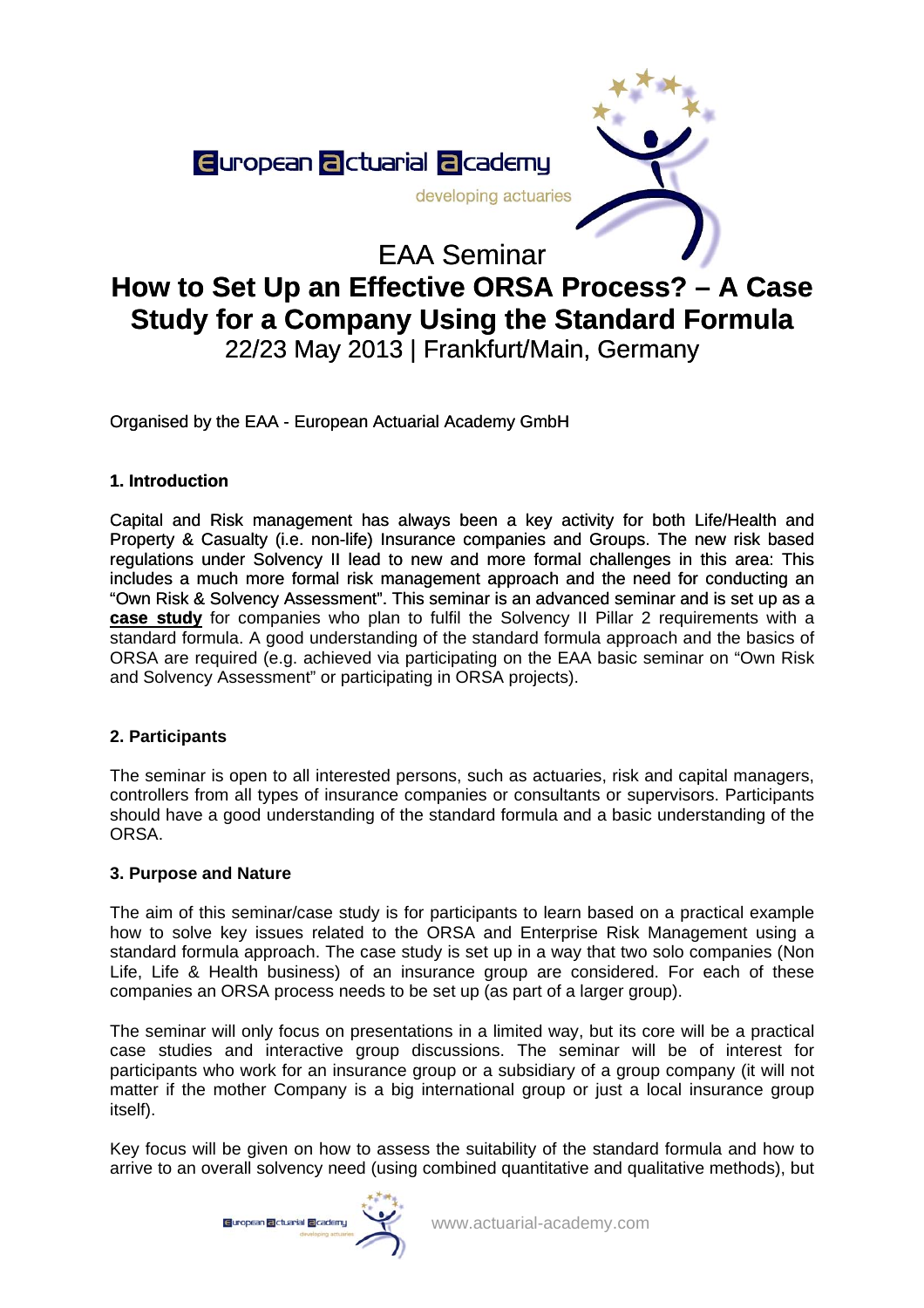European actuarial academy

developing actuaries

# EAA Seminar

# How to Set Up an Effective ORSA Process? – A Case Study for a Company Using the Standard Formula

22/23 May 2013 | Frankfurt/Main, Germany

Organised by the EAA - European Actuarial Academy GmbH

## 1. Introduction

Capital and Risk management has always been a key activity for both Life/Health and Property & Casualty (i.e. non-life) Insurance companies and Groups. The new risk based regulations under Solvency II lead to new and more formal challenges in this area: This includes a much more formal risk management approach and the need for conducting an "Own Risk & Solvency Assessment". This seminar is an advanced seminar and is set up as a **case study** for companies who plan to fulfil the Solvency II Pillar 2 requirements with a standard formula. A good understanding of the standard formula approach and the basics of ORSA are required (e.g. achieved via participating on the EAA basic seminar on "Own Risk and Solvency Assessment" or participating in ORSA projects).

## 2. Participants

The seminar is open to all interested persons, such as actuaries, risk and capital managers, controllers from all types of insurance companies or consultants or supervisors. Participants should have a good understanding of the standard formula and a basic understanding of the ORSA.

## 3. Purpose and Nature

The aim of this seminar/case study is for participants to learn based on a practical example how to solve key issues related to the ORSA and Enterprise Risk Management using a standard formula approach. The case study is set up in a way that two solo companies (Non Life, Life & Health business) of an insurance group are considered. For each of these companies an ORSA process needs to be set up (as part of a larger group).

The seminar will only focus on presentations in a limited way, but its core will be a practical case studies and interactive group discussions. The seminar will be of interest for participants who work for an insurance group or a subsidiary of a group company (it will not matter if the mother Company is a big international group or just a local insurance group itself).

Key focus will be given on how to assess the suitability of the standard formula and how to arrive to an overall solvency need (using combined quantitative and qualitative methods), but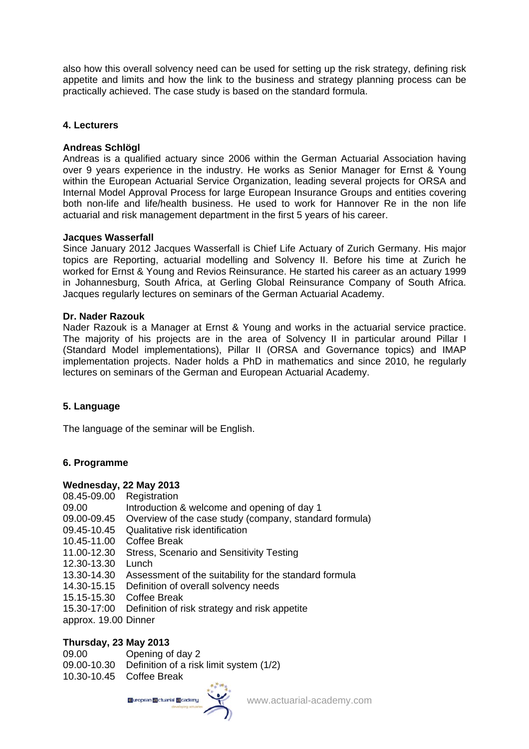also how this overall solvency need can be used for setting up the risk strategy, defining risk appetite and limits and how the link to the business and strategy planning process can be practically achieved. The case study is based on the standard formula.

## 4. Lecturers

**Andreas Schlögl**
Andreas is a qualified actuary since 2006 within the German Actuarial Association having over 9 years experience in the industry. He works as Senior Manager for Ernst & Young within the European Actuarial Service Organization, leading several projects for ORSA and Internal Model Approval Process for large European Insurance Groups and entities covering both non-life and life/health business. He used to work for Hannover Re in the non life actuarial and risk management department in the first 5 years of his career.

**Jacques Wasserfall**
Since January 2012 Jacques Wasserfall is Chief Life Actuary of Zurich Germany. His major topics are Reporting, actuarial modelling and Solvency II. Before his time at Zurich he worked for Ernst & Young and Revios Reinsurance. He started his career as an actuary 1999 in Johannesburg, South Africa, at Gerling Global Reinsurance Company of South Africa. Jacques regularly lectures on seminars of the German Actuarial Academy.

**Dr. Nader Razouk**
Nader Razouk is a Manager at Ernst & Young and works in the actuarial service practice. The majority of his projects are in the area of Solvency II in particular around Pillar I (Standard Model implementations), Pillar II (ORSA and Governance topics) and IMAP implementation projects. Nader holds a PhD in mathematics and since 2010, he regularly lectures on seminars of the German and European Actuarial Academy.

## 5. Language

The language of the seminar will be English.

## 6. Programme

**Wednesday, 22 May 2013**

08.45-09.00 Registration
09.00 Introduction & welcome and opening of day 1
09.00-09.45 Overview of the case study (company, standard formula)
09.45-10.45 Qualitative risk identification
10.45-11.00 Coffee Break
11.00-12.30 Stress, Scenario and Sensitivity Testing
12.30-13.30 Lunch
13.30-14.30 Assessment of the suitability for the standard formula
14.30-15.15 Definition of overall solvency needs
15.15-15.30 Coffee Break
15.30-17:00 Definition of risk strategy and risk appetite
approx. 19.00 Dinner

**Thursday, 23 May 2013**

09.00 Opening of day 2
09.00-10.30 Definition of a risk limit system (1/2)
10.30-10.45 Coffee Break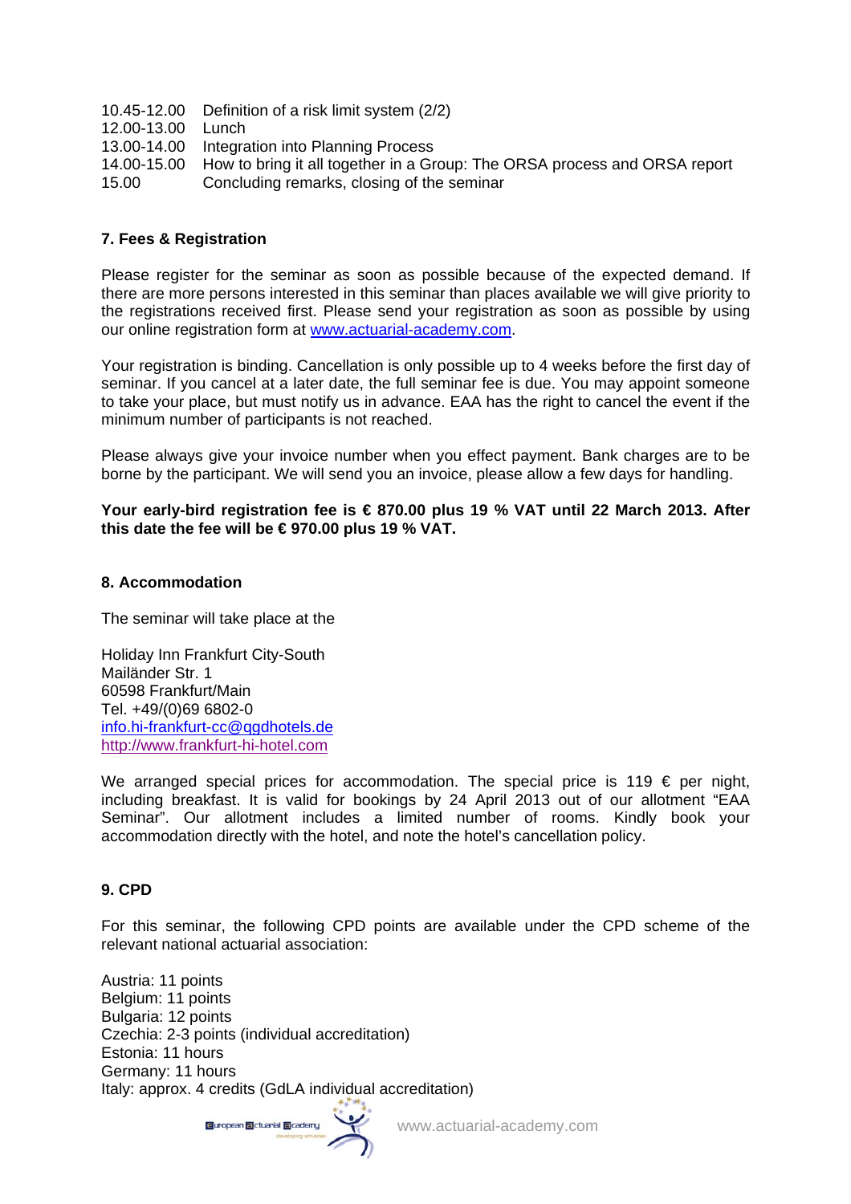| | |
|---|---|
| 10.45-12.00 | Definition of a risk limit system (2/2) |
| 12.00-13.00 | Lunch |
| 13.00-14.00 | Integration into Planning Process |
| 14.00-15.00 | How to bring it all together in a Group: The ORSA process and ORSA report |
| 15.00 | Concluding remarks, closing of the seminar |

## 7. Fees & Registration

Please register for the seminar as soon as possible because of the expected demand. If there are more persons interested in this seminar than places available we will give priority to the registrations received first. Please send your registration as soon as possible by using our online registration form at www.actuarial-academy.com.

Your registration is binding. Cancellation is only possible up to 4 weeks before the first day of seminar. If you cancel at a later date, the full seminar fee is due. You may appoint someone to take your place, but must notify us in advance. EAA has the right to cancel the event if the minimum number of participants is not reached.

Please always give your invoice number when you effect payment. Bank charges are to be borne by the participant. We will send you an invoice, please allow a few days for handling.

**Your early-bird registration fee is € 870.00 plus 19 % VAT until 22 March 2013. After this date the fee will be € 970.00 plus 19 % VAT.**

## 8. Accommodation

The seminar will take place at the

Holiday Inn Frankfurt City-South
Mailänder Str. 1
60598 Frankfurt/Main
Tel. +49/(0)69 6802-0
info.hi-frankfurt-cc@qgdhotels.de
http://www.frankfurt-hi-hotel.com

We arranged special prices for accommodation. The special price is 119 € per night, including breakfast. It is valid for bookings by 24 April 2013 out of our allotment "EAA Seminar". Our allotment includes a limited number of rooms. Kindly book your accommodation directly with the hotel, and note the hotel's cancellation policy.

## 9. CPD

For this seminar, the following CPD points are available under the CPD scheme of the relevant national actuarial association:

Austria: 11 points
Belgium: 11 points
Bulgaria: 12 points
Czechia: 2-3 points (individual accreditation)
Estonia: 11 hours
Germany: 11 hours
Italy: approx. 4 credits (GdLA individual accreditation)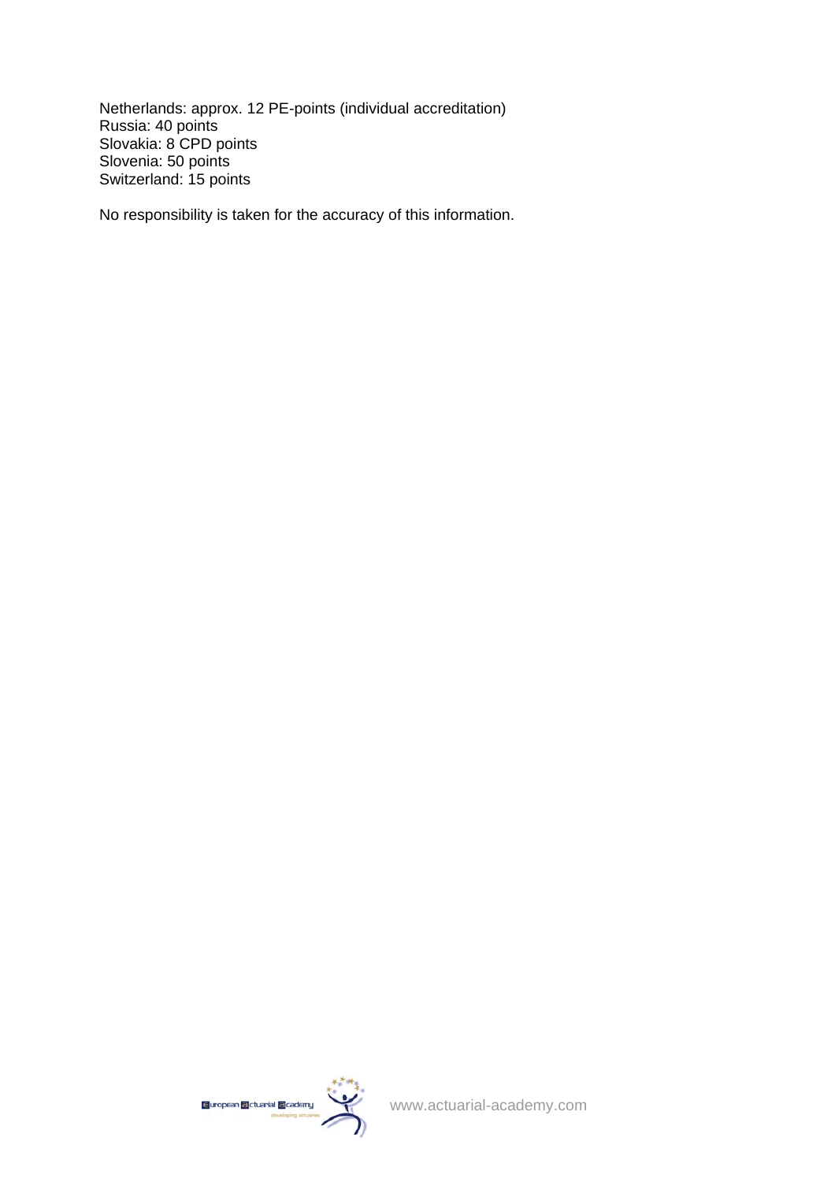Netherlands: approx. 12 PE-points (individual accreditation)
Russia: 40 points
Slovakia: 8 CPD points
Slovenia: 50 points
Switzerland: 15 points

No responsibility is taken for the accuracy of this information.